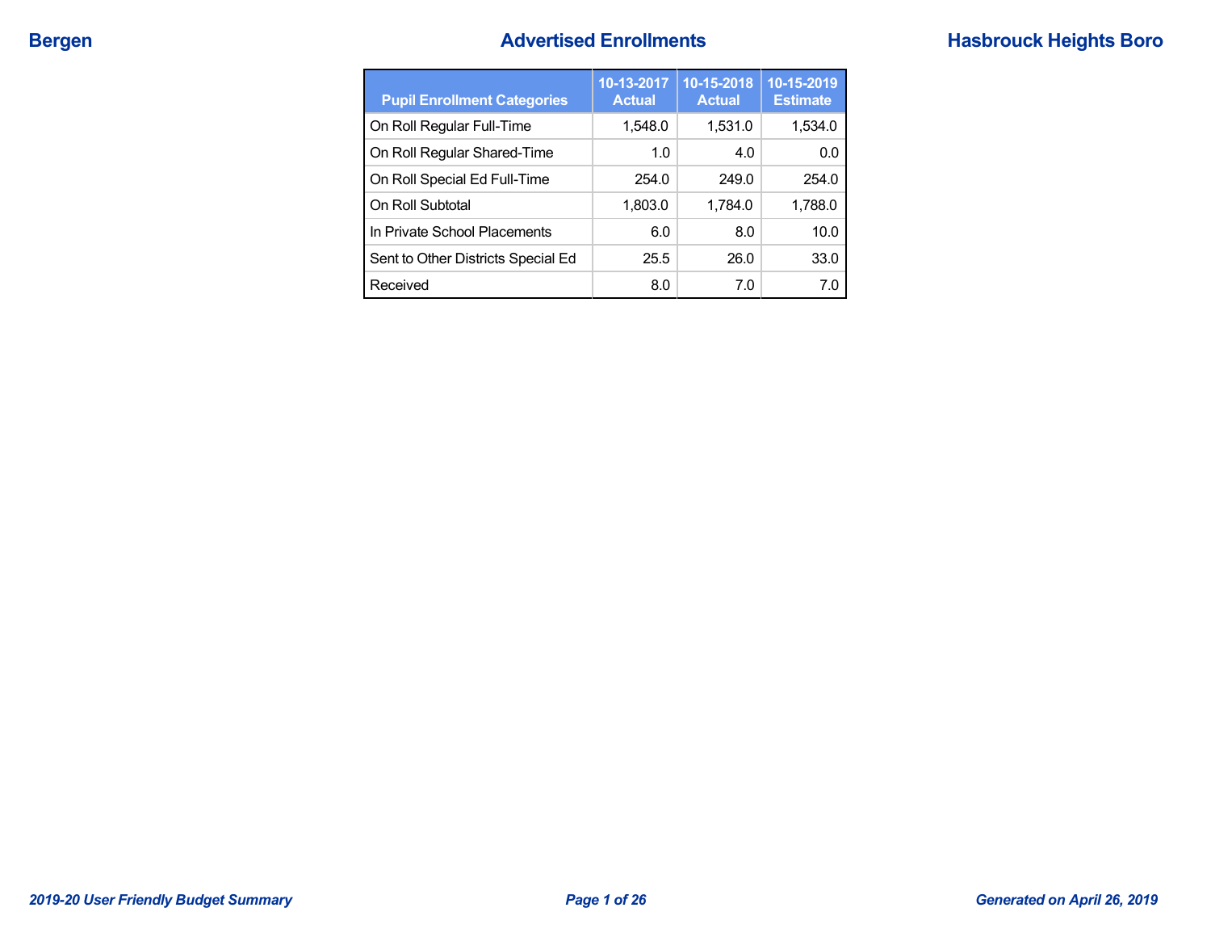# Advertised Enrollments

**Bergen** — **Hasbrouck Heights Boro**

| Pupil Enrollment Categories | 10-13-2017 Actual | 10-15-2018 Actual | 10-15-2019 Estimate |
|---|---|---|---|
| On Roll Regular Full-Time | 1,548.0 | 1,531.0 | 1,534.0 |
| On Roll Regular Shared-Time | 1.0 | 4.0 | 0.0 |
| On Roll Special Ed Full-Time | 254.0 | 249.0 | 254.0 |
| On Roll Subtotal | 1,803.0 | 1,784.0 | 1,788.0 |
| In Private School Placements | 6.0 | 8.0 | 10.0 |
| Sent to Other Districts Special Ed | 25.5 | 26.0 | 33.0 |
| Received | 8.0 | 7.0 | 7.0 |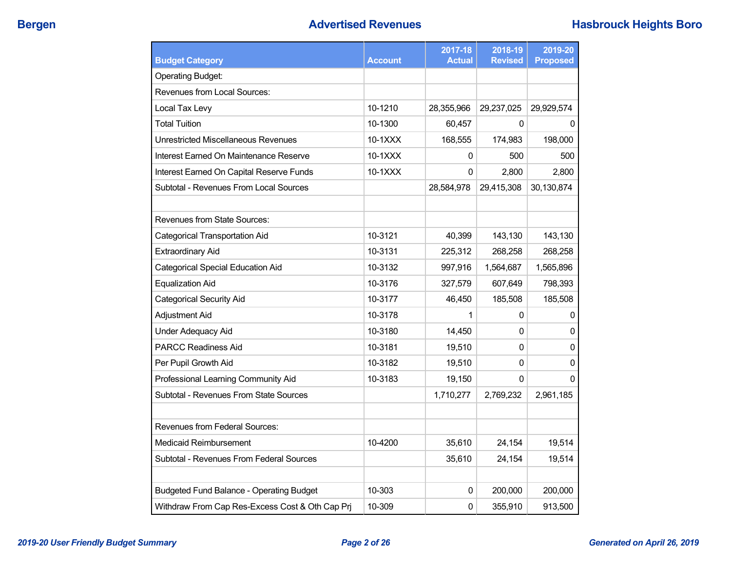## Advertised Revenues

| Budget Category | Account | 2017-18 Actual | 2018-19 Revised | 2019-20 Proposed |
|---|---|---|---|---|
| Operating Budget: | | | | |
| Revenues from Local Sources: | | | | |
| Local Tax Levy | 10-1210 | 28,355,966 | 29,237,025 | 29,929,574 |
| Total Tuition | 10-1300 | 60,457 | 0 | 0 |
| Unrestricted Miscellaneous Revenues | 10-1XXX | 168,555 | 174,983 | 198,000 |
| Interest Earned On Maintenance Reserve | 10-1XXX | 0 | 500 | 500 |
| Interest Earned On Capital Reserve Funds | 10-1XXX | 0 | 2,800 | 2,800 |
| Subtotal - Revenues From Local Sources | | 28,584,978 | 29,415,308 | 30,130,874 |
| | | | | |
| Revenues from State Sources: | | | | |
| Categorical Transportation Aid | 10-3121 | 40,399 | 143,130 | 143,130 |
| Extraordinary Aid | 10-3131 | 225,312 | 268,258 | 268,258 |
| Categorical Special Education Aid | 10-3132 | 997,916 | 1,564,687 | 1,565,896 |
| Equalization Aid | 10-3176 | 327,579 | 607,649 | 798,393 |
| Categorical Security Aid | 10-3177 | 46,450 | 185,508 | 185,508 |
| Adjustment Aid | 10-3178 | 1 | 0 | 0 |
| Under Adequacy Aid | 10-3180 | 14,450 | 0 | 0 |
| PARCC Readiness Aid | 10-3181 | 19,510 | 0 | 0 |
| Per Pupil Growth Aid | 10-3182 | 19,510 | 0 | 0 |
| Professional Learning Community Aid | 10-3183 | 19,150 | 0 | 0 |
| Subtotal - Revenues From State Sources | | 1,710,277 | 2,769,232 | 2,961,185 |
| | | | | |
| Revenues from Federal Sources: | | | | |
| Medicaid Reimbursement | 10-4200 | 35,610 | 24,154 | 19,514 |
| Subtotal - Revenues From Federal Sources | | 35,610 | 24,154 | 19,514 |
| | | | | |
| Budgeted Fund Balance - Operating Budget | 10-303 | 0 | 200,000 | 200,000 |
| Withdraw From Cap Res-Excess Cost & Oth Cap Prj | 10-309 | 0 | 355,910 | 913,500 |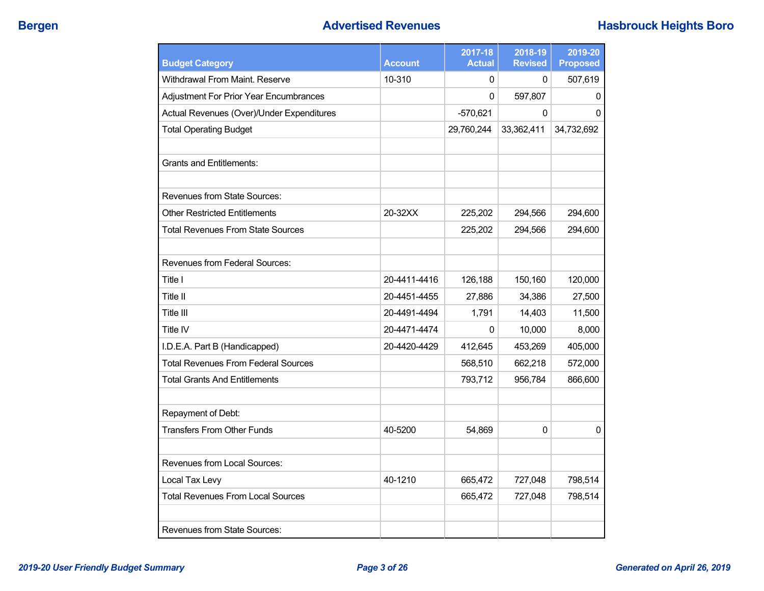## Advertised Revenues

| Budget Category | Account | 2017-18 Actual | 2018-19 Revised | 2019-20 Proposed |
|---|---|---|---|---|
| Withdrawal From Maint. Reserve | 10-310 | 0 | 0 | 507,619 |
| Adjustment For Prior Year Encumbrances | | 0 | 597,807 | 0 |
| Actual Revenues (Over)/Under Expenditures | | -570,621 | 0 | 0 |
| Total Operating Budget | | 29,760,244 | 33,362,411 | 34,732,692 |
| | | | | |
| Grants and Entitlements: | | | | |
| | | | | |
| Revenues from State Sources: | | | | |
| Other Restricted Entitlements | 20-32XX | 225,202 | 294,566 | 294,600 |
| Total Revenues From State Sources | | 225,202 | 294,566 | 294,600 |
| | | | | |
| Revenues from Federal Sources: | | | | |
| Title I | 20-4411-4416 | 126,188 | 150,160 | 120,000 |
| Title II | 20-4451-4455 | 27,886 | 34,386 | 27,500 |
| Title III | 20-4491-4494 | 1,791 | 14,403 | 11,500 |
| Title IV | 20-4471-4474 | 0 | 10,000 | 8,000 |
| I.D.E.A. Part B (Handicapped) | 20-4420-4429 | 412,645 | 453,269 | 405,000 |
| Total Revenues From Federal Sources | | 568,510 | 662,218 | 572,000 |
| Total Grants And Entitlements | | 793,712 | 956,784 | 866,600 |
| | | | | |
| Repayment of Debt: | | | | |
| Transfers From Other Funds | 40-5200 | 54,869 | 0 | 0 |
| | | | | |
| Revenues from Local Sources: | | | | |
| Local Tax Levy | 40-1210 | 665,472 | 727,048 | 798,514 |
| Total Revenues From Local Sources | | 665,472 | 727,048 | 798,514 |
| | | | | |
| Revenues from State Sources: | | | | |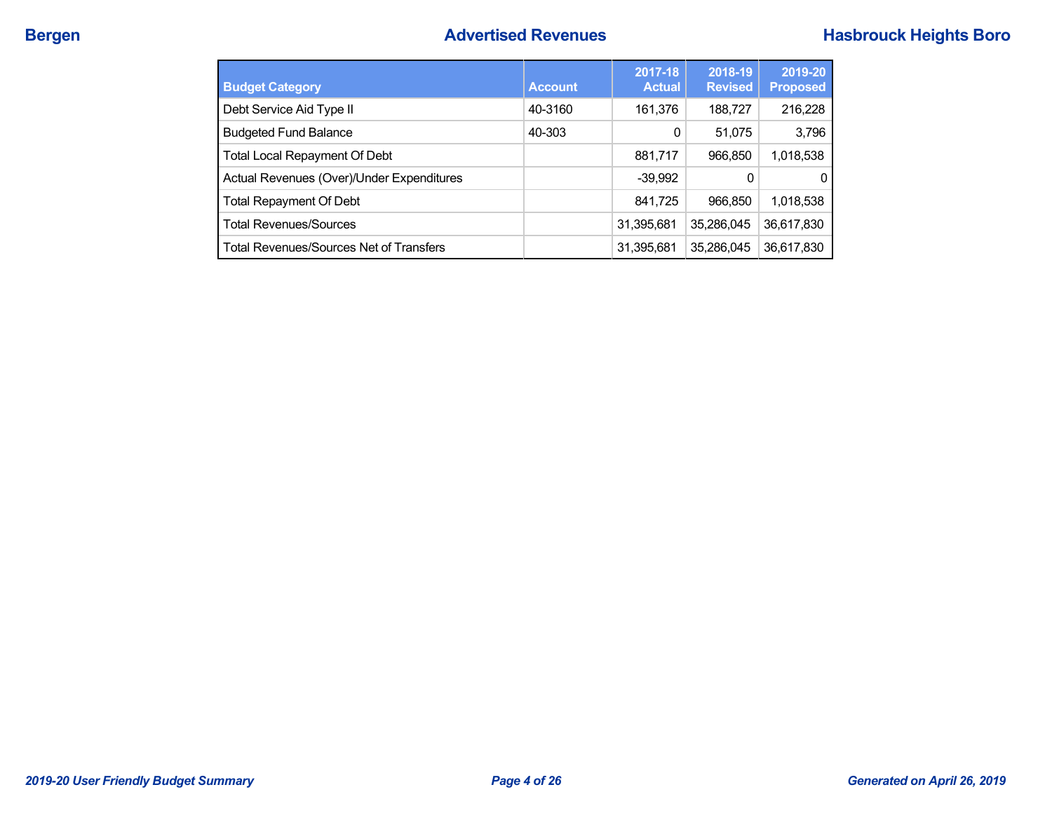| Budget Category | Account | 2017-18 Actual | 2018-19 Revised | 2019-20 Proposed |
|---|---|---|---|---|
| Debt Service Aid Type II | 40-3160 | 161,376 | 188,727 | 216,228 |
| Budgeted Fund Balance | 40-303 | 0 | 51,075 | 3,796 |
| Total Local Repayment Of Debt | | 881,717 | 966,850 | 1,018,538 |
| Actual Revenues (Over)/Under Expenditures | | -39,992 | 0 | 0 |
| Total Repayment Of Debt | | 841,725 | 966,850 | 1,018,538 |
| Total Revenues/Sources | | 31,395,681 | 35,286,045 | 36,617,830 |
| Total Revenues/Sources Net of Transfers | | 31,395,681 | 35,286,045 | 36,617,830 |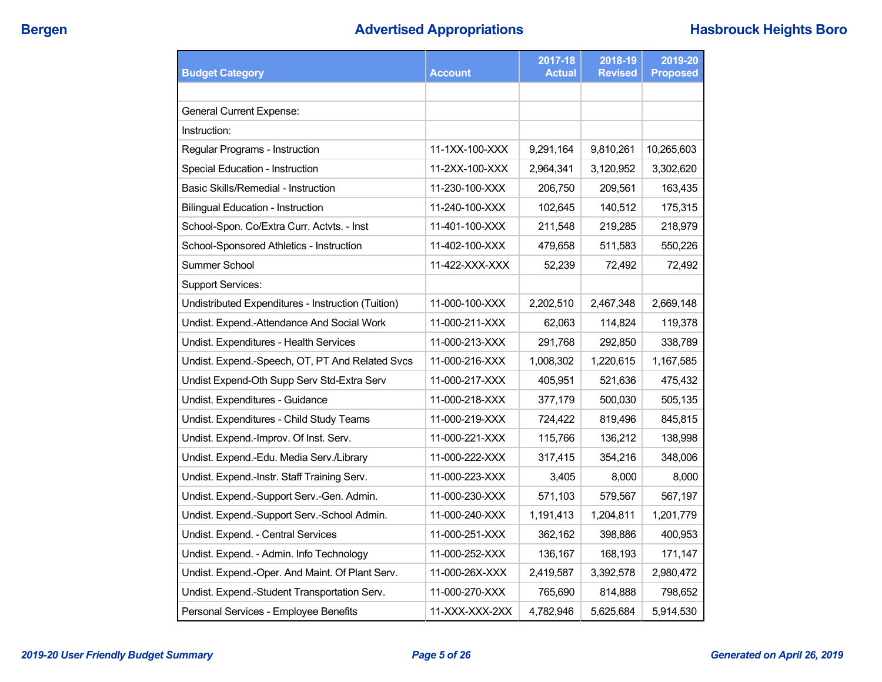| Budget Category | Account | 2017-18 Actual | 2018-19 Revised | 2019-20 Proposed |
|---|---|---|---|---|
| | | | | |
| General Current Expense: | | | | |
| Instruction: | | | | |
| Regular Programs - Instruction | 11-1XX-100-XXX | 9,291,164 | 9,810,261 | 10,265,603 |
| Special Education - Instruction | 11-2XX-100-XXX | 2,964,341 | 3,120,952 | 3,302,620 |
| Basic Skills/Remedial - Instruction | 11-230-100-XXX | 206,750 | 209,561 | 163,435 |
| Bilingual Education - Instruction | 11-240-100-XXX | 102,645 | 140,512 | 175,315 |
| School-Spon. Co/Extra Curr. Actvts. - Inst | 11-401-100-XXX | 211,548 | 219,285 | 218,979 |
| School-Sponsored Athletics - Instruction | 11-402-100-XXX | 479,658 | 511,583 | 550,226 |
| Summer School | 11-422-XXX-XXX | 52,239 | 72,492 | 72,492 |
| Support Services: | | | | |
| Undistributed Expenditures - Instruction (Tuition) | 11-000-100-XXX | 2,202,510 | 2,467,348 | 2,669,148 |
| Undist. Expend.-Attendance And Social Work | 11-000-211-XXX | 62,063 | 114,824 | 119,378 |
| Undist. Expenditures - Health Services | 11-000-213-XXX | 291,768 | 292,850 | 338,789 |
| Undist. Expend.-Speech, OT, PT And Related Svcs | 11-000-216-XXX | 1,008,302 | 1,220,615 | 1,167,585 |
| Undist Expend-Oth Supp Serv Std-Extra Serv | 11-000-217-XXX | 405,951 | 521,636 | 475,432 |
| Undist. Expenditures - Guidance | 11-000-218-XXX | 377,179 | 500,030 | 505,135 |
| Undist. Expenditures - Child Study Teams | 11-000-219-XXX | 724,422 | 819,496 | 845,815 |
| Undist. Expend.-Improv. Of Inst. Serv. | 11-000-221-XXX | 115,766 | 136,212 | 138,998 |
| Undist. Expend.-Edu. Media Serv./Library | 11-000-222-XXX | 317,415 | 354,216 | 348,006 |
| Undist. Expend.-Instr. Staff Training Serv. | 11-000-223-XXX | 3,405 | 8,000 | 8,000 |
| Undist. Expend.-Support Serv.-Gen. Admin. | 11-000-230-XXX | 571,103 | 579,567 | 567,197 |
| Undist. Expend.-Support Serv.-School Admin. | 11-000-240-XXX | 1,191,413 | 1,204,811 | 1,201,779 |
| Undist. Expend. - Central Services | 11-000-251-XXX | 362,162 | 398,886 | 400,953 |
| Undist. Expend. - Admin. Info Technology | 11-000-252-XXX | 136,167 | 168,193 | 171,147 |
| Undist. Expend.-Oper. And Maint. Of Plant Serv. | 11-000-26X-XXX | 2,419,587 | 3,392,578 | 2,980,472 |
| Undist. Expend.-Student Transportation Serv. | 11-000-270-XXX | 765,690 | 814,888 | 798,652 |
| Personal Services - Employee Benefits | 11-XXX-XXX-2XX | 4,782,946 | 5,625,684 | 5,914,530 |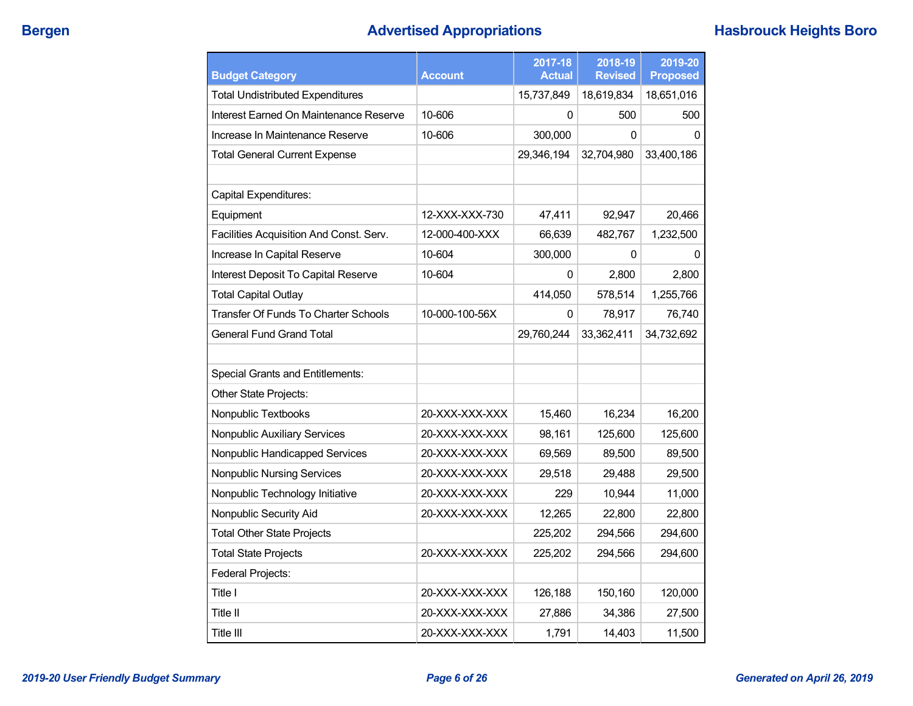| Budget Category | Account | 2017-18 Actual | 2018-19 Revised | 2019-20 Proposed |
|---|---|---|---|---|
| Total Undistributed Expenditures | | 15,737,849 | 18,619,834 | 18,651,016 |
| Interest Earned On Maintenance Reserve | 10-606 | 0 | 500 | 500 |
| Increase In Maintenance Reserve | 10-606 | 300,000 | 0 | 0 |
| Total General Current Expense | | 29,346,194 | 32,704,980 | 33,400,186 |
| | | | | |
| Capital Expenditures: | | | | |
| Equipment | 12-XXX-XXX-730 | 47,411 | 92,947 | 20,466 |
| Facilities Acquisition And Const. Serv. | 12-000-400-XXX | 66,639 | 482,767 | 1,232,500 |
| Increase In Capital Reserve | 10-604 | 300,000 | 0 | 0 |
| Interest Deposit To Capital Reserve | 10-604 | 0 | 2,800 | 2,800 |
| Total Capital Outlay | | 414,050 | 578,514 | 1,255,766 |
| Transfer Of Funds To Charter Schools | 10-000-100-56X | 0 | 78,917 | 76,740 |
| General Fund Grand Total | | 29,760,244 | 33,362,411 | 34,732,692 |
| | | | | |
| Special Grants and Entitlements: | | | | |
| Other State Projects: | | | | |
| Nonpublic Textbooks | 20-XXX-XXX-XXX | 15,460 | 16,234 | 16,200 |
| Nonpublic Auxiliary Services | 20-XXX-XXX-XXX | 98,161 | 125,600 | 125,600 |
| Nonpublic Handicapped Services | 20-XXX-XXX-XXX | 69,569 | 89,500 | 89,500 |
| Nonpublic Nursing Services | 20-XXX-XXX-XXX | 29,518 | 29,488 | 29,500 |
| Nonpublic Technology Initiative | 20-XXX-XXX-XXX | 229 | 10,944 | 11,000 |
| Nonpublic Security Aid | 20-XXX-XXX-XXX | 12,265 | 22,800 | 22,800 |
| Total Other State Projects | | 225,202 | 294,566 | 294,600 |
| Total State Projects | 20-XXX-XXX-XXX | 225,202 | 294,566 | 294,600 |
| Federal Projects: | | | | |
| Title I | 20-XXX-XXX-XXX | 126,188 | 150,160 | 120,000 |
| Title II | 20-XXX-XXX-XXX | 27,886 | 34,386 | 27,500 |
| Title III | 20-XXX-XXX-XXX | 1,791 | 14,403 | 11,500 |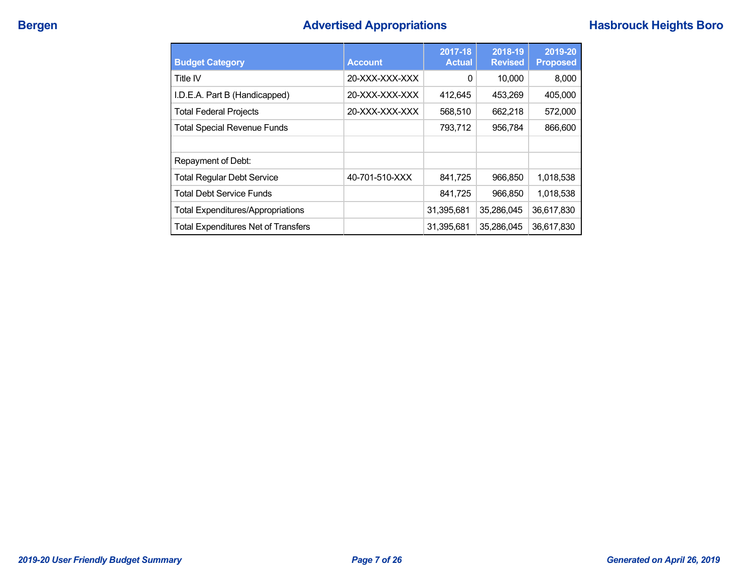| Budget Category | Account | 2017-18 Actual | 2018-19 Revised | 2019-20 Proposed |
|---|---|---|---|---|
| Title IV | 20-XXX-XXX-XXX | 0 | 10,000 | 8,000 |
| I.D.E.A. Part B (Handicapped) | 20-XXX-XXX-XXX | 412,645 | 453,269 | 405,000 |
| Total Federal Projects | 20-XXX-XXX-XXX | 568,510 | 662,218 | 572,000 |
| Total Special Revenue Funds | | 793,712 | 956,784 | 866,600 |
| | | | | |
| Repayment of Debt: | | | | |
| Total Regular Debt Service | 40-701-510-XXX | 841,725 | 966,850 | 1,018,538 |
| Total Debt Service Funds | | 841,725 | 966,850 | 1,018,538 |
| Total Expenditures/Appropriations | | 31,395,681 | 35,286,045 | 36,617,830 |
| Total Expenditures Net of Transfers | | 31,395,681 | 35,286,045 | 36,617,830 |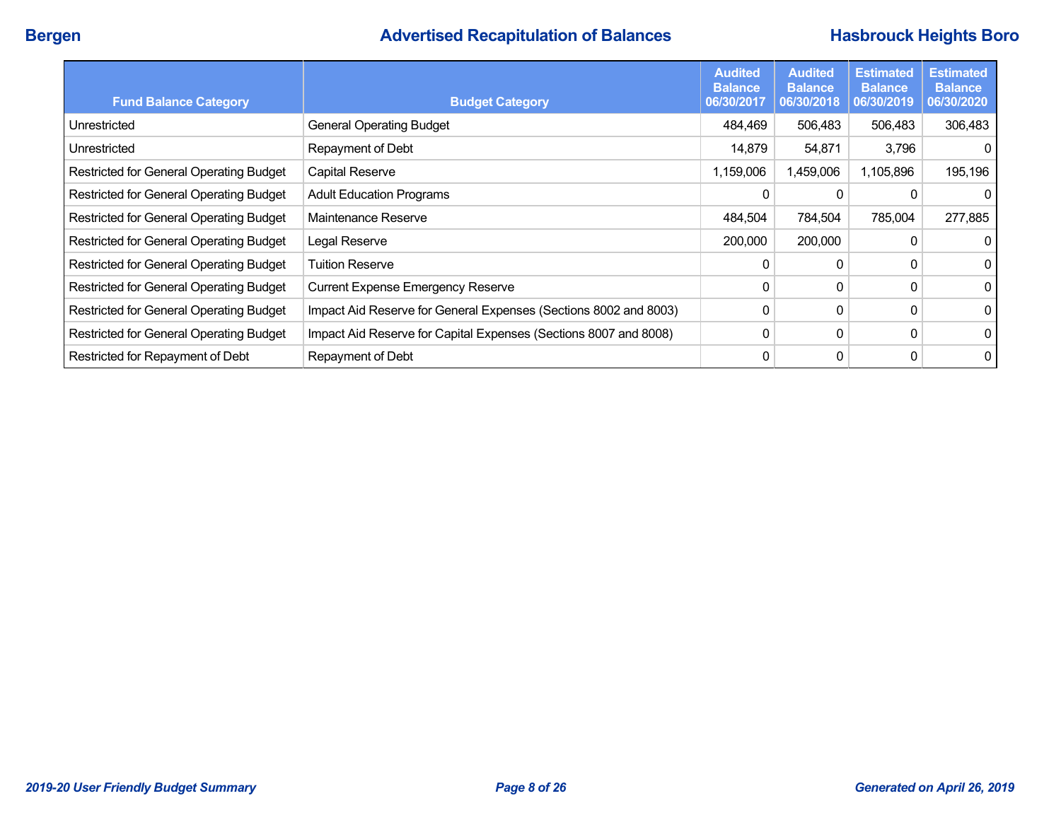## Advertised Recapitulation of Balances

| Fund Balance Category | Budget Category | Audited Balance 06/30/2017 | Audited Balance 06/30/2018 | Estimated Balance 06/30/2019 | Estimated Balance 06/30/2020 |
|---|---|---|---|---|---|
| Unrestricted | General Operating Budget | 484,469 | 506,483 | 506,483 | 306,483 |
| Unrestricted | Repayment of Debt | 14,879 | 54,871 | 3,796 | 0 |
| Restricted for General Operating Budget | Capital Reserve | 1,159,006 | 1,459,006 | 1,105,896 | 195,196 |
| Restricted for General Operating Budget | Adult Education Programs | 0 | 0 | 0 | 0 |
| Restricted for General Operating Budget | Maintenance Reserve | 484,504 | 784,504 | 785,004 | 277,885 |
| Restricted for General Operating Budget | Legal Reserve | 200,000 | 200,000 | 0 | 0 |
| Restricted for General Operating Budget | Tuition Reserve | 0 | 0 | 0 | 0 |
| Restricted for General Operating Budget | Current Expense Emergency Reserve | 0 | 0 | 0 | 0 |
| Restricted for General Operating Budget | Impact Aid Reserve for General Expenses (Sections 8002 and 8003) | 0 | 0 | 0 | 0 |
| Restricted for General Operating Budget | Impact Aid Reserve for Capital Expenses (Sections 8007 and 8008) | 0 | 0 | 0 | 0 |
| Restricted for Repayment of Debt | Repayment of Debt | 0 | 0 | 0 | 0 |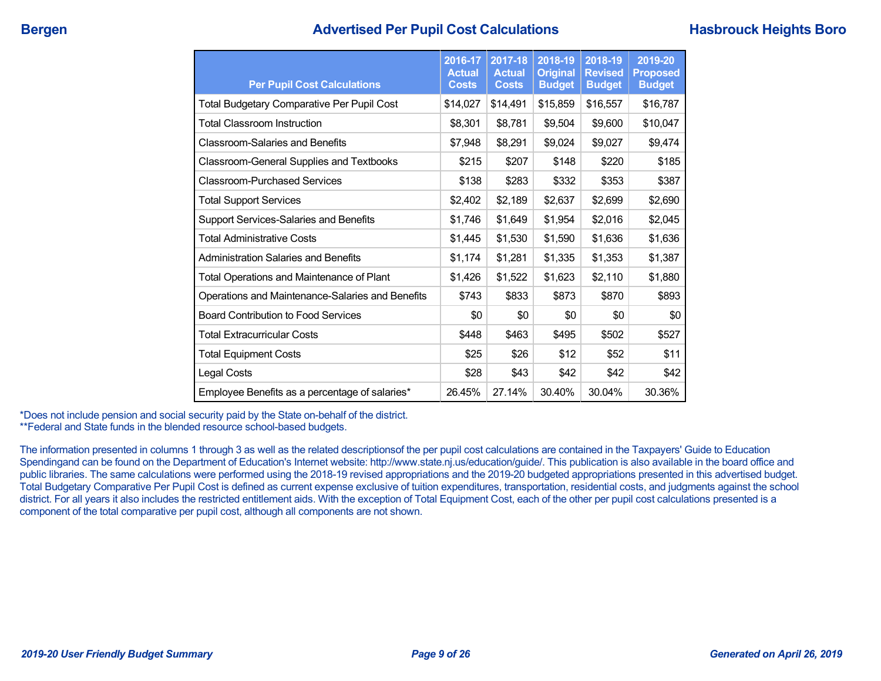# Advertised Per Pupil Cost Calculations

| Per Pupil Cost Calculations | 2016-17 Actual Costs | 2017-18 Actual Costs | 2018-19 Original Budget | 2018-19 Revised Budget | 2019-20 Proposed Budget |
|---|---|---|---|---|---|
| Total Budgetary Comparative Per Pupil Cost | $14,027 | $14,491 | $15,859 | $16,557 | $16,787 |
| Total Classroom Instruction | $8,301 | $8,781 | $9,504 | $9,600 | $10,047 |
| Classroom-Salaries and Benefits | $7,948 | $8,291 | $9,024 | $9,027 | $9,474 |
| Classroom-General Supplies and Textbooks | $215 | $207 | $148 | $220 | $185 |
| Classroom-Purchased Services | $138 | $283 | $332 | $353 | $387 |
| Total Support Services | $2,402 | $2,189 | $2,637 | $2,699 | $2,690 |
| Support Services-Salaries and Benefits | $1,746 | $1,649 | $1,954 | $2,016 | $2,045 |
| Total Administrative Costs | $1,445 | $1,530 | $1,590 | $1,636 | $1,636 |
| Administration Salaries and Benefits | $1,174 | $1,281 | $1,335 | $1,353 | $1,387 |
| Total Operations and Maintenance of Plant | $1,426 | $1,522 | $1,623 | $2,110 | $1,880 |
| Operations and Maintenance-Salaries and Benefits | $743 | $833 | $873 | $870 | $893 |
| Board Contribution to Food Services | $0 | $0 | $0 | $0 | $0 |
| Total Extracurricular Costs | $448 | $463 | $495 | $502 | $527 |
| Total Equipment Costs | $25 | $26 | $12 | $52 | $11 |
| Legal Costs | $28 | $43 | $42 | $42 | $42 |
| Employee Benefits as a percentage of salaries* | 26.45% | 27.14% | 30.40% | 30.04% | 30.36% |

*Does not include pension and social security paid by the State on-behalf of the district.
**Federal and State funds in the blended resource school-based budgets.

The information presented in columns 1 through 3 as well as the related descriptionsof the per pupil cost calculations are contained in the Taxpayers' Guide to Education Spendingand can be found on the Department of Education's Internet website: http://www.state.nj.us/education/guide/. This publication is also available in the board office and public libraries. The same calculations were performed using the 2018-19 revised appropriations and the 2019-20 budgeted appropriations presented in this advertised budget. Total Budgetary Comparative Per Pupil Cost is defined as current expense exclusive of tuition expenditures, transportation, residential costs, and judgments against the school district. For all years it also includes the restricted entitlement aids. With the exception of Total Equipment Cost, each of the other per pupil cost calculations presented is a component of the total comparative per pupil cost, although all components are not shown.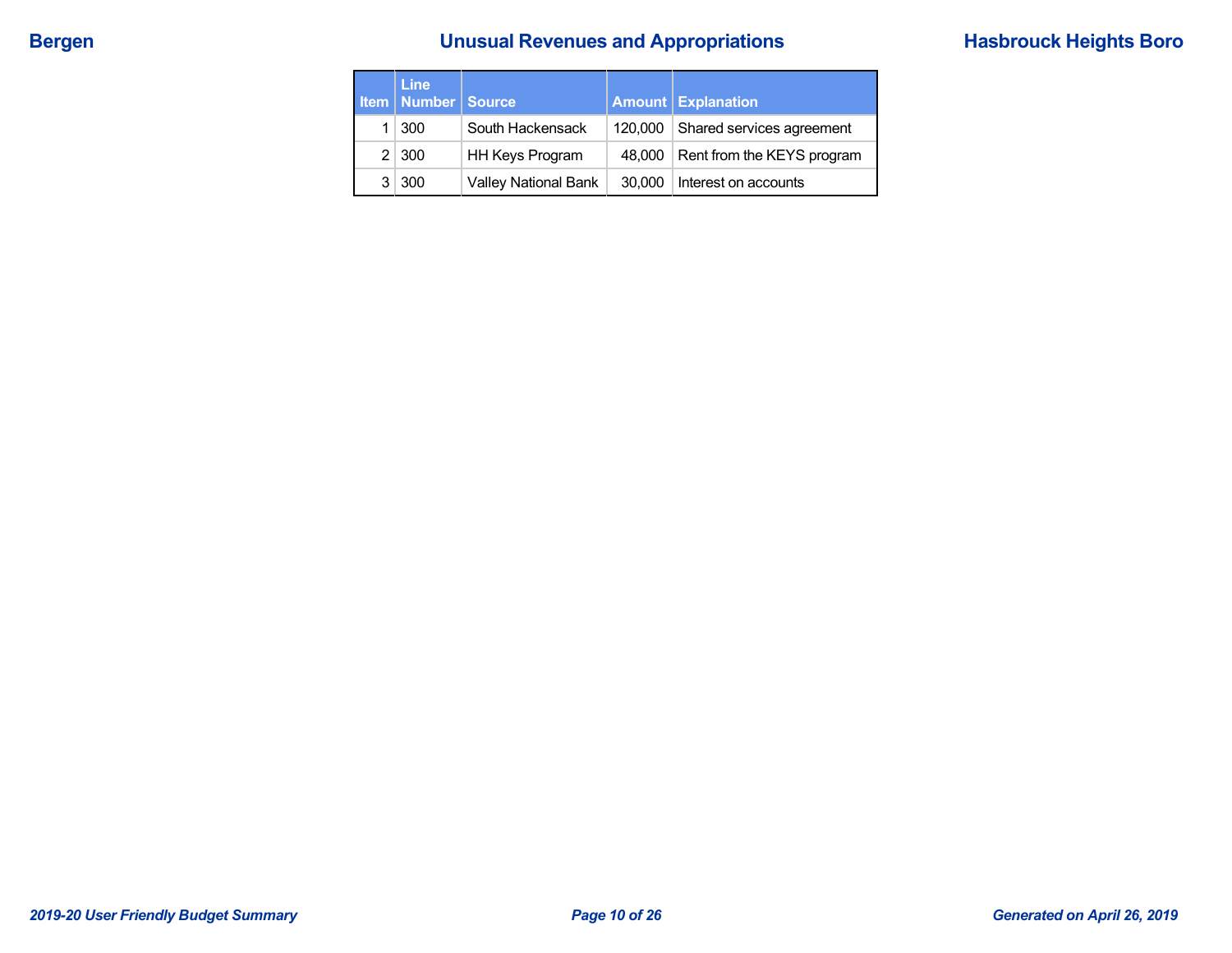# Unusual Revenues and Appropriations

| Item | Line Number | Source | Amount | Explanation |
|---|---|---|---|---|
| 1 | 300 | South Hackensack | 120,000 | Shared services agreement |
| 2 | 300 | HH Keys Program | 48,000 | Rent from the KEYS program |
| 3 | 300 | Valley National Bank | 30,000 | Interest on accounts |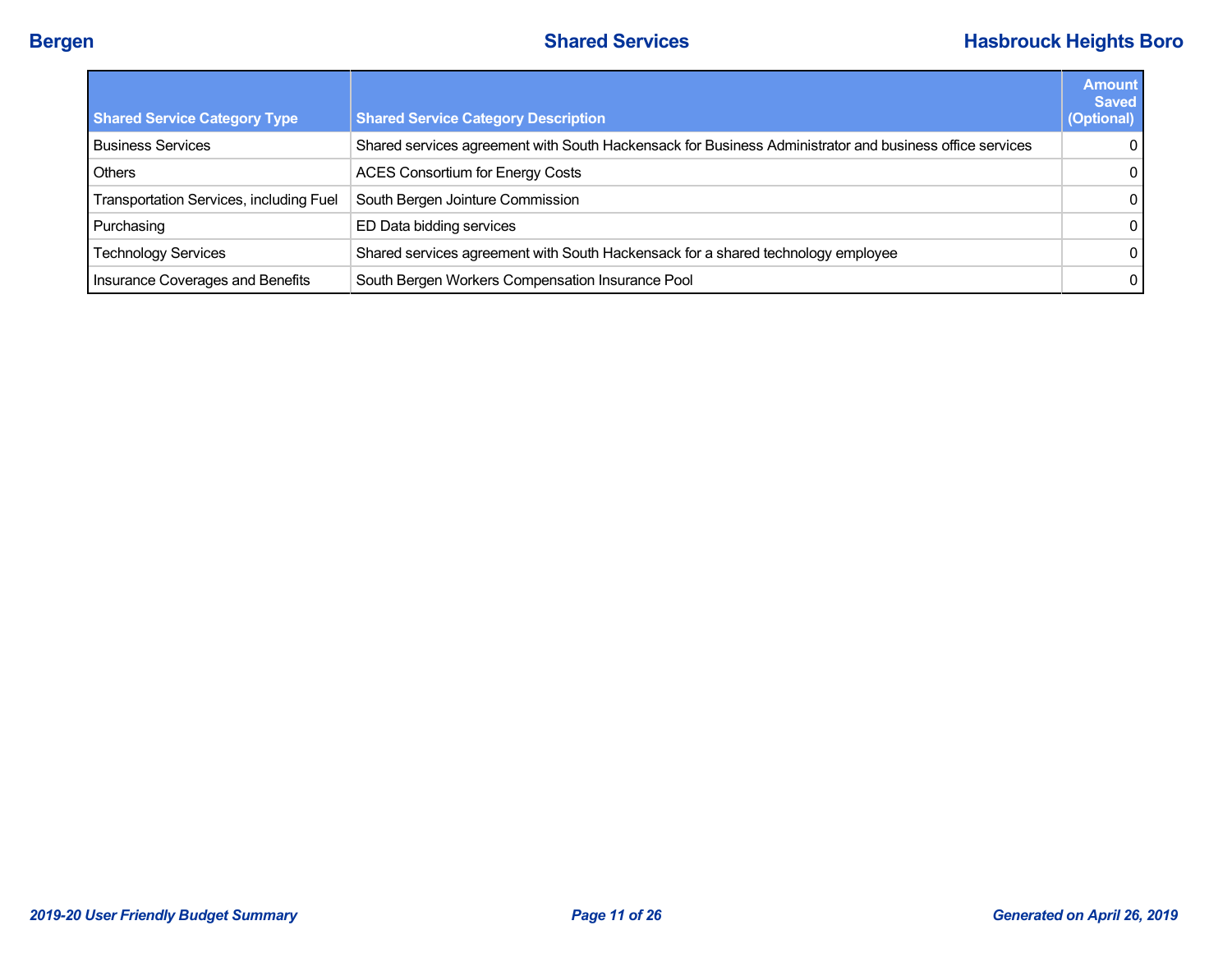| Shared Service Category Type | Shared Service Category Description | Amount Saved (Optional) |
|---|---|---|
| Business Services | Shared services agreement with South Hackensack for Business Administrator and business office services | 0 |
| Others | ACES Consortium for Energy Costs | 0 |
| Transportation Services, including Fuel | South Bergen Jointure Commission | 0 |
| Purchasing | ED Data bidding services | 0 |
| Technology Services | Shared services agreement with South Hackensack for a shared technology employee | 0 |
| Insurance Coverages and Benefits | South Bergen Workers Compensation Insurance Pool | 0 |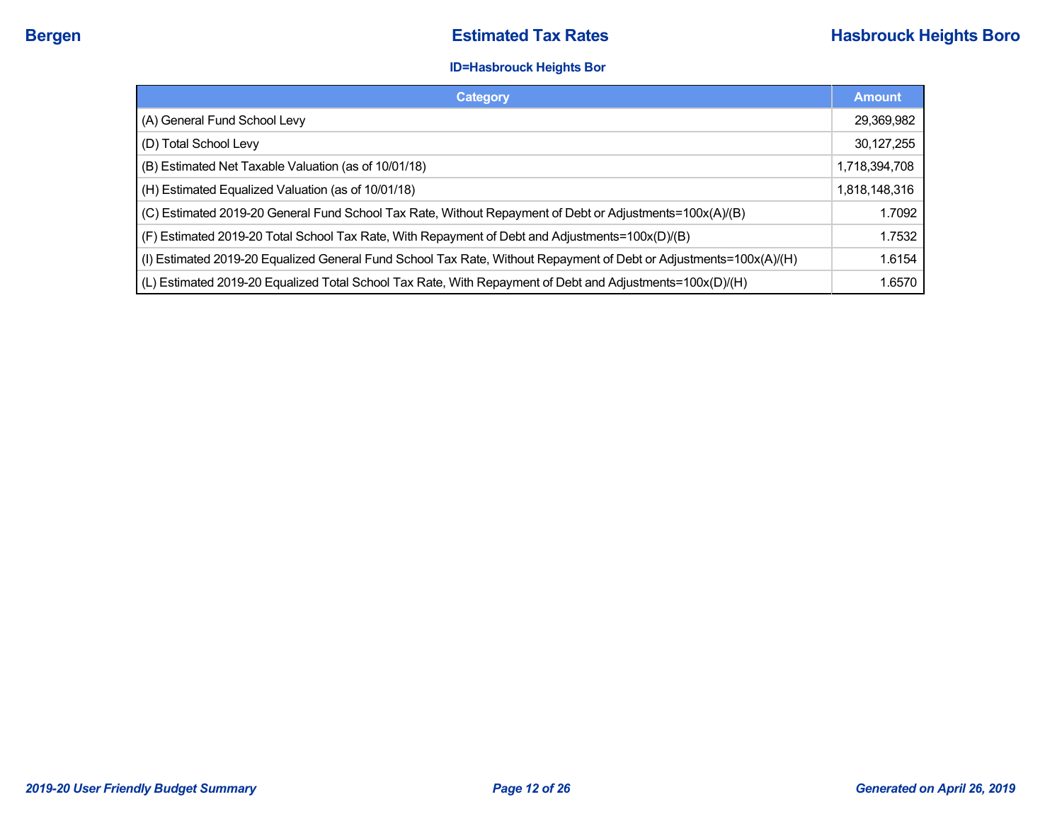# Estimated Tax Rates

**Bergen** | **Hasbrouck Heights Boro**

**ID=Hasbrouck Heights Bor**

| Category | Amount |
|---|---|
| (A) General Fund School Levy | 29,369,982 |
| (D) Total School Levy | 30,127,255 |
| (B) Estimated Net Taxable Valuation (as of 10/01/18) | 1,718,394,708 |
| (H) Estimated Equalized Valuation (as of 10/01/18) | 1,818,148,316 |
| (C) Estimated 2019-20 General Fund School Tax Rate, Without Repayment of Debt or Adjustments=100x(A)/(B) | 1.7092 |
| (F) Estimated 2019-20 Total School Tax Rate, With Repayment of Debt and Adjustments=100x(D)/(B) | 1.7532 |
| (I) Estimated 2019-20 Equalized General Fund School Tax Rate, Without Repayment of Debt or Adjustments=100x(A)/(H) | 1.6154 |
| (L) Estimated 2019-20 Equalized Total School Tax Rate, With Repayment of Debt and Adjustments=100x(D)/(H) | 1.6570 |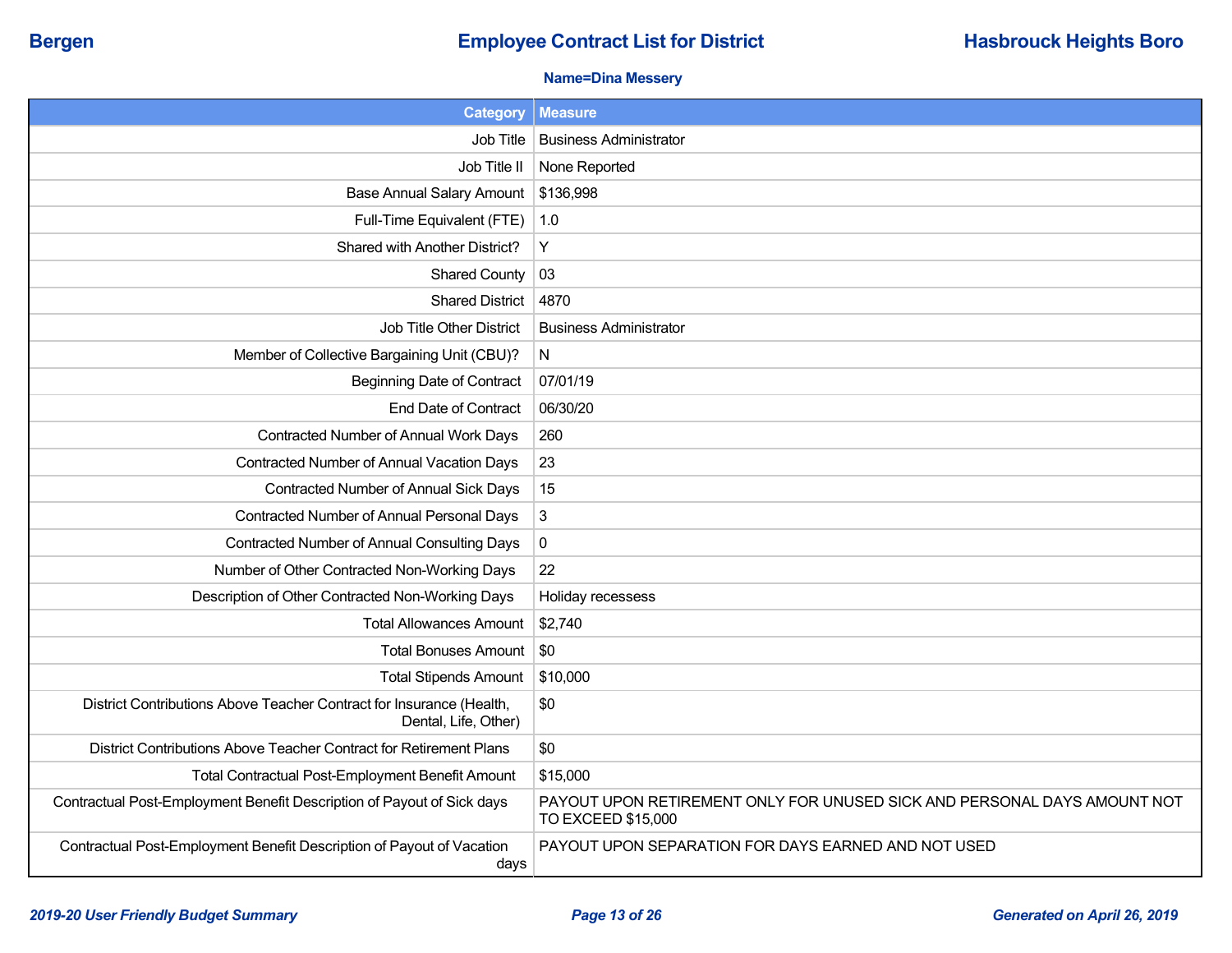**Bergen** **Employee Contract List for District** **Hasbrouck Heights Boro**

**Name=Dina Messery**

| Category | Measure |
|---|---|
| Job Title | Business Administrator |
| Job Title II | None Reported |
| Base Annual Salary Amount | $136,998 |
| Full-Time Equivalent (FTE) | 1.0 |
| Shared with Another District? | Y |
| Shared County | 03 |
| Shared District | 4870 |
| Job Title Other District | Business Administrator |
| Member of Collective Bargaining Unit (CBU)? | N |
| Beginning Date of Contract | 07/01/19 |
| End Date of Contract | 06/30/20 |
| Contracted Number of Annual Work Days | 260 |
| Contracted Number of Annual Vacation Days | 23 |
| Contracted Number of Annual Sick Days | 15 |
| Contracted Number of Annual Personal Days | 3 |
| Contracted Number of Annual Consulting Days | 0 |
| Number of Other Contracted Non-Working Days | 22 |
| Description of Other Contracted Non-Working Days | Holiday recessess |
| Total Allowances Amount | $2,740 |
| Total Bonuses Amount | $0 |
| Total Stipends Amount | $10,000 |
| District Contributions Above Teacher Contract for Insurance (Health, Dental, Life, Other) | $0 |
| District Contributions Above Teacher Contract for Retirement Plans | $0 |
| Total Contractual Post-Employment Benefit Amount | $15,000 |
| Contractual Post-Employment Benefit Description of Payout of Sick days | PAYOUT UPON RETIREMENT ONLY FOR UNUSED SICK AND PERSONAL DAYS AMOUNT NOT TO EXCEED $15,000 |
| Contractual Post-Employment Benefit Description of Payout of Vacation days | PAYOUT UPON SEPARATION FOR DAYS EARNED AND NOT USED |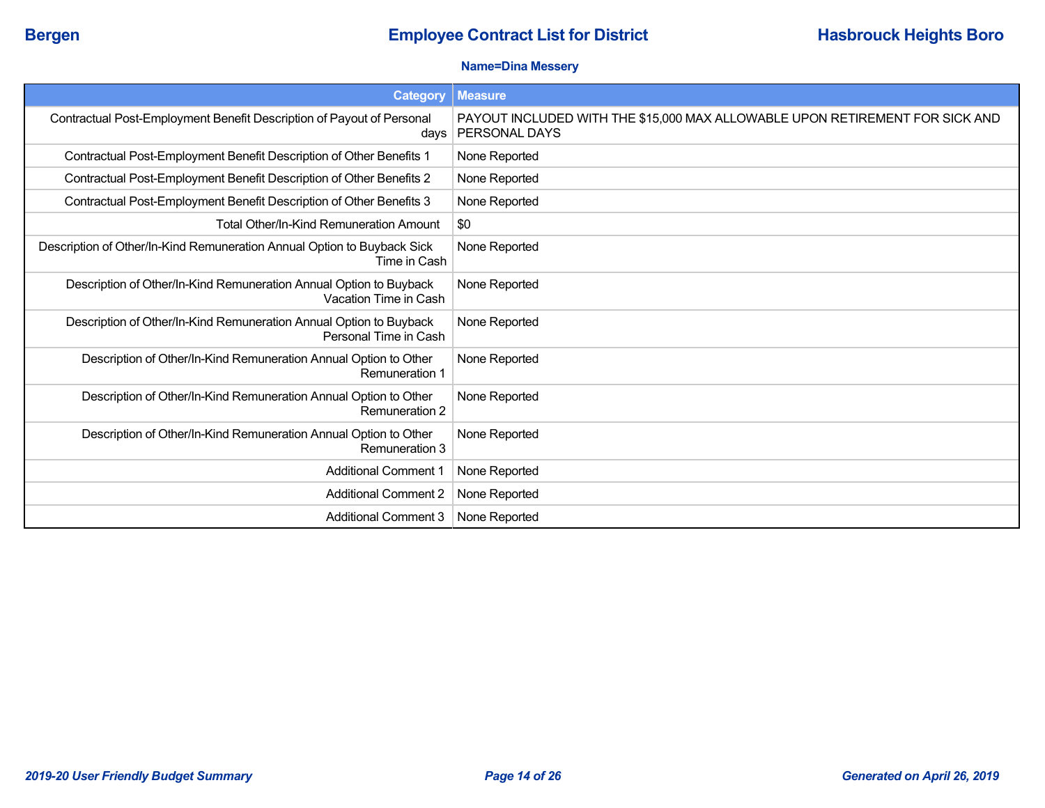Bergen | Employee Contract List for District | Hasbrouck Heights Boro

**Name=Dina Messery**

| Category | Measure |
| --- | --- |
| Contractual Post-Employment Benefit Description of Payout of Personal days | PAYOUT INCLUDED WITH THE $15,000 MAX ALLOWABLE UPON RETIREMENT FOR SICK AND PERSONAL DAYS |
| Contractual Post-Employment Benefit Description of Other Benefits 1 | None Reported |
| Contractual Post-Employment Benefit Description of Other Benefits 2 | None Reported |
| Contractual Post-Employment Benefit Description of Other Benefits 3 | None Reported |
| Total Other/In-Kind Remuneration Amount | $0 |
| Description of Other/In-Kind Remuneration Annual Option to Buyback Sick Time in Cash | None Reported |
| Description of Other/In-Kind Remuneration Annual Option to Buyback Vacation Time in Cash | None Reported |
| Description of Other/In-Kind Remuneration Annual Option to Buyback Personal Time in Cash | None Reported |
| Description of Other/In-Kind Remuneration Annual Option to Other Remuneration 1 | None Reported |
| Description of Other/In-Kind Remuneration Annual Option to Other Remuneration 2 | None Reported |
| Description of Other/In-Kind Remuneration Annual Option to Other Remuneration 3 | None Reported |
| Additional Comment 1 | None Reported |
| Additional Comment 2 | None Reported |
| Additional Comment 3 | None Reported |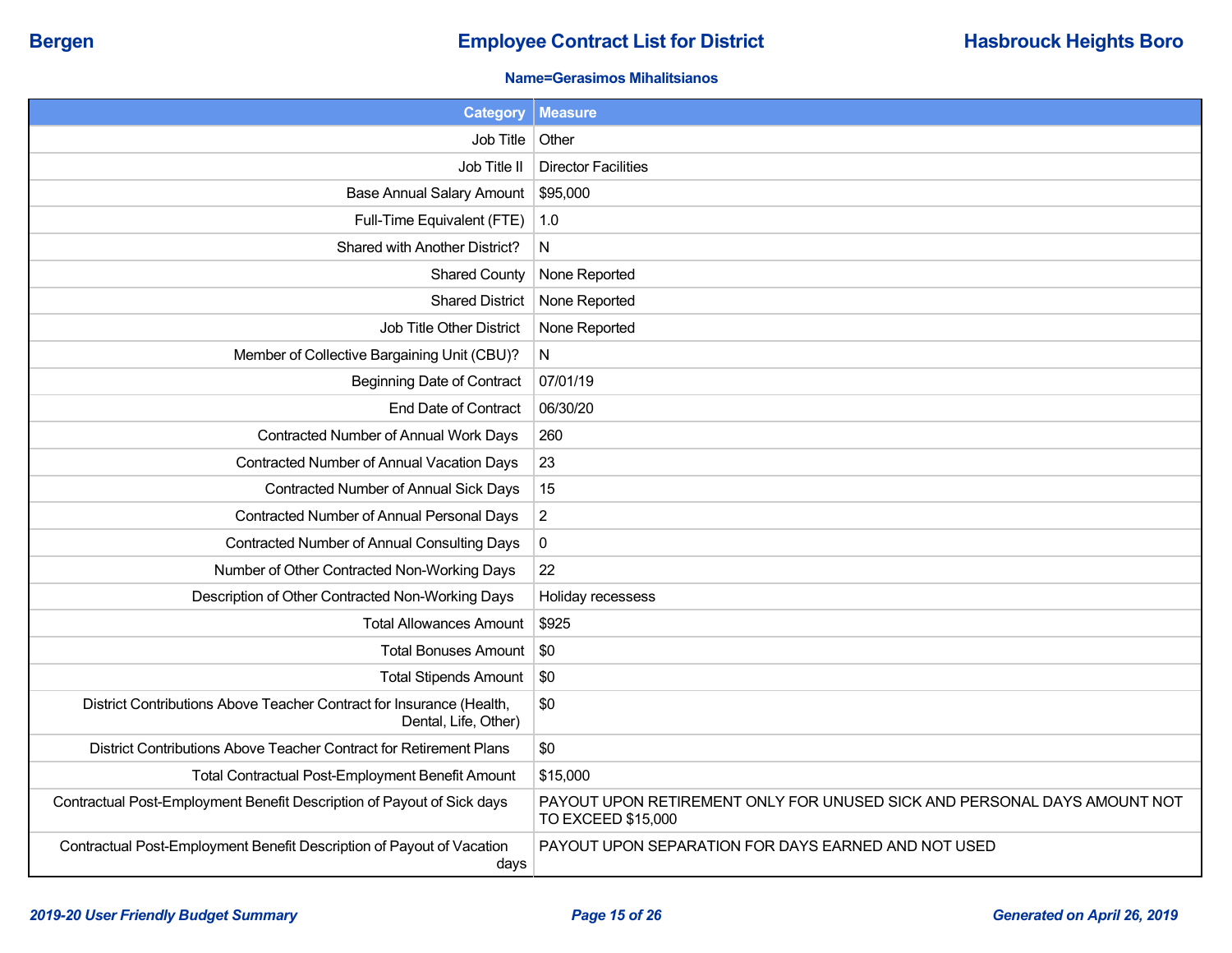# Employee Contract List for District

**Bergen** | **Hasbrouck Heights Boro**

**Name=Gerasimos Mihalitsianos**

| Category | Measure |
|---|---|
| Job Title | Other |
| Job Title II | Director Facilities |
| Base Annual Salary Amount | $95,000 |
| Full-Time Equivalent (FTE) | 1.0 |
| Shared with Another District? | N |
| Shared County | None Reported |
| Shared District | None Reported |
| Job Title Other District | None Reported |
| Member of Collective Bargaining Unit (CBU)? | N |
| Beginning Date of Contract | 07/01/19 |
| End Date of Contract | 06/30/20 |
| Contracted Number of Annual Work Days | 260 |
| Contracted Number of Annual Vacation Days | 23 |
| Contracted Number of Annual Sick Days | 15 |
| Contracted Number of Annual Personal Days | 2 |
| Contracted Number of Annual Consulting Days | 0 |
| Number of Other Contracted Non-Working Days | 22 |
| Description of Other Contracted Non-Working Days | Holiday recessess |
| Total Allowances Amount | $925 |
| Total Bonuses Amount | $0 |
| Total Stipends Amount | $0 |
| District Contributions Above Teacher Contract for Insurance (Health, Dental, Life, Other) | $0 |
| District Contributions Above Teacher Contract for Retirement Plans | $0 |
| Total Contractual Post-Employment Benefit Amount | $15,000 |
| Contractual Post-Employment Benefit Description of Payout of Sick days | PAYOUT UPON RETIREMENT ONLY FOR UNUSED SICK AND PERSONAL DAYS AMOUNT NOT TO EXCEED $15,000 |
| Contractual Post-Employment Benefit Description of Payout of Vacation days | PAYOUT UPON SEPARATION FOR DAYS EARNED AND NOT USED |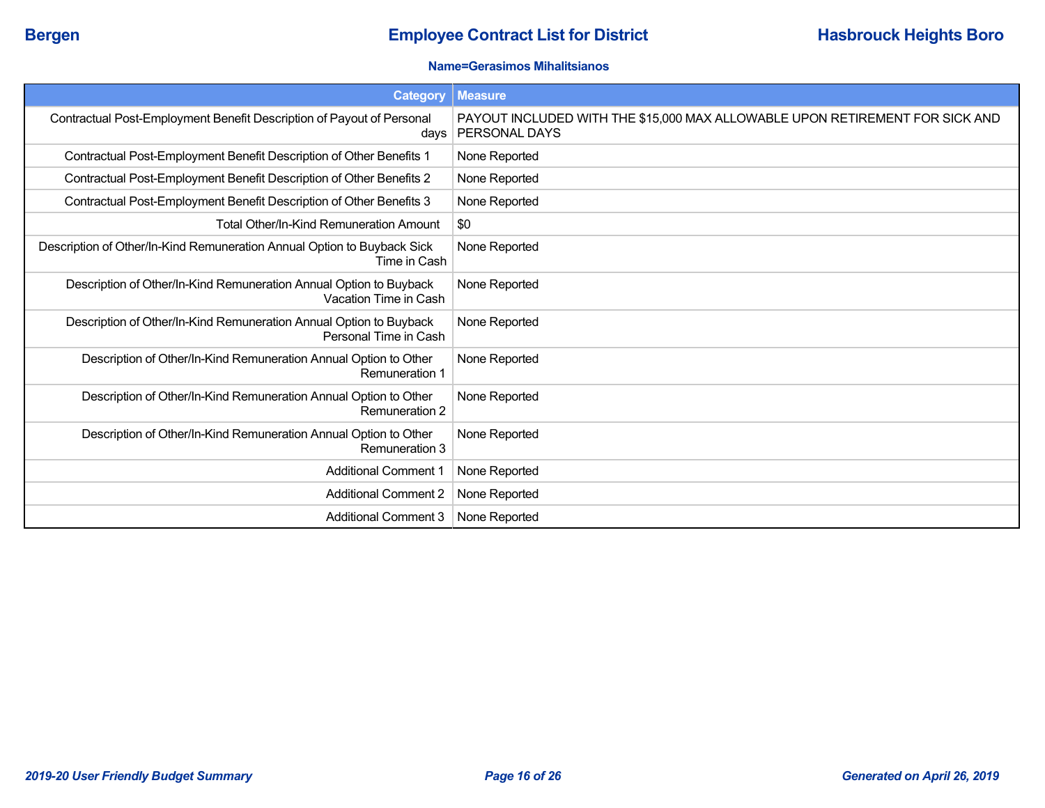**Bergen** | **Employee Contract List for District** | **Hasbrouck Heights Boro**

**Name=Gerasimos Mihalitsianos**

| Category | Measure |
|---|---|
| Contractual Post-Employment Benefit Description of Payout of Personal days | PAYOUT INCLUDED WITH THE $15,000 MAX ALLOWABLE UPON RETIREMENT FOR SICK AND PERSONAL DAYS |
| Contractual Post-Employment Benefit Description of Other Benefits 1 | None Reported |
| Contractual Post-Employment Benefit Description of Other Benefits 2 | None Reported |
| Contractual Post-Employment Benefit Description of Other Benefits 3 | None Reported |
| Total Other/In-Kind Remuneration Amount | $0 |
| Description of Other/In-Kind Remuneration Annual Option to Buyback Sick Time in Cash | None Reported |
| Description of Other/In-Kind Remuneration Annual Option to Buyback Vacation Time in Cash | None Reported |
| Description of Other/In-Kind Remuneration Annual Option to Buyback Personal Time in Cash | None Reported |
| Description of Other/In-Kind Remuneration Annual Option to Other Remuneration 1 | None Reported |
| Description of Other/In-Kind Remuneration Annual Option to Other Remuneration 2 | None Reported |
| Description of Other/In-Kind Remuneration Annual Option to Other Remuneration 3 | None Reported |
| Additional Comment 1 | None Reported |
| Additional Comment 2 | None Reported |
| Additional Comment 3 | None Reported |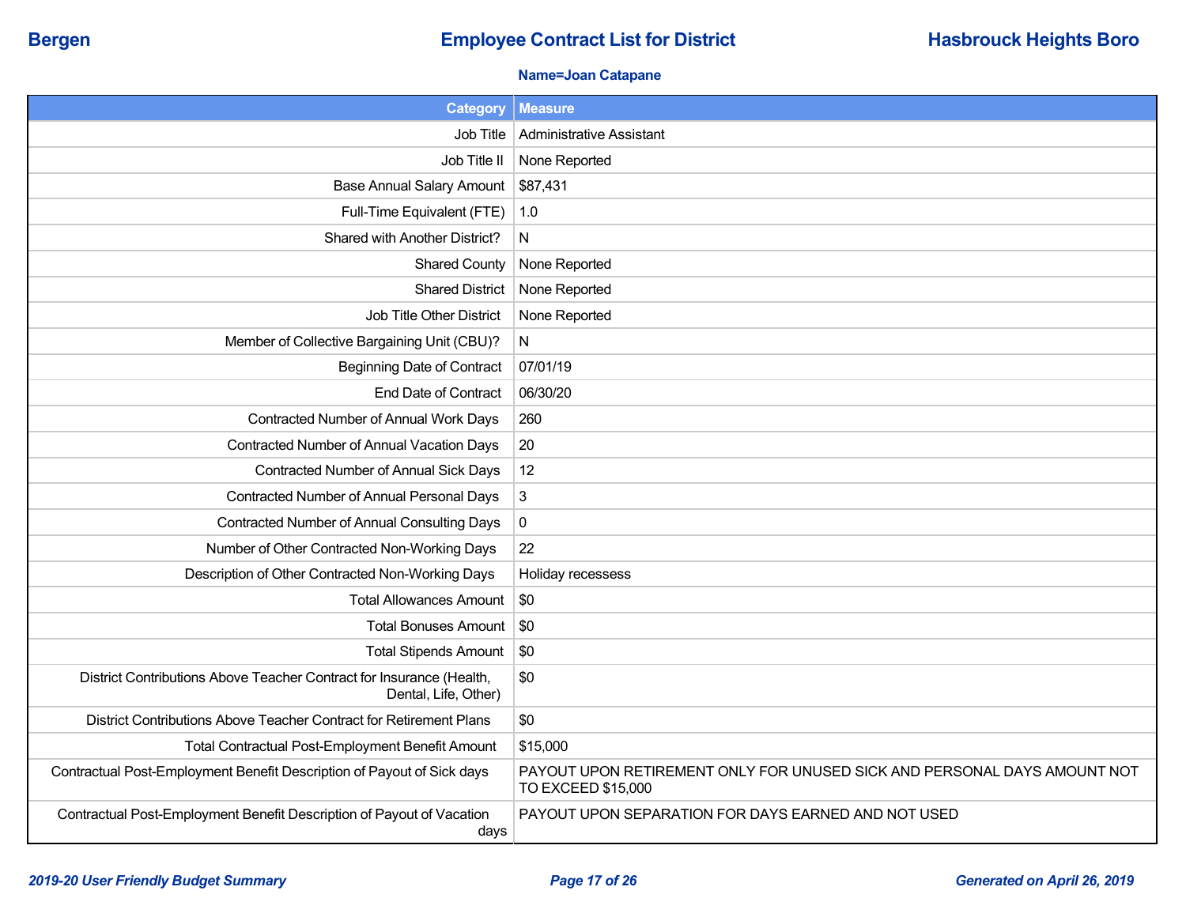**Bergen** | **Employee Contract List for District** | **Hasbrouck Heights Boro**

**Name=Joan Catapane**

| Category | Measure |
|---|---|
| Job Title | Administrative Assistant |
| Job Title II | None Reported |
| Base Annual Salary Amount | $87,431 |
| Full-Time Equivalent (FTE) | 1.0 |
| Shared with Another District? | N |
| Shared County | None Reported |
| Shared District | None Reported |
| Job Title Other District | None Reported |
| Member of Collective Bargaining Unit (CBU)? | N |
| Beginning Date of Contract | 07/01/19 |
| End Date of Contract | 06/30/20 |
| Contracted Number of Annual Work Days | 260 |
| Contracted Number of Annual Vacation Days | 20 |
| Contracted Number of Annual Sick Days | 12 |
| Contracted Number of Annual Personal Days | 3 |
| Contracted Number of Annual Consulting Days | 0 |
| Number of Other Contracted Non-Working Days | 22 |
| Description of Other Contracted Non-Working Days | Holiday recessess |
| Total Allowances Amount | $0 |
| Total Bonuses Amount | $0 |
| Total Stipends Amount | $0 |
| District Contributions Above Teacher Contract for Insurance (Health, Dental, Life, Other) | $0 |
| District Contributions Above Teacher Contract for Retirement Plans | $0 |
| Total Contractual Post-Employment Benefit Amount | $15,000 |
| Contractual Post-Employment Benefit Description of Payout of Sick days | PAYOUT UPON RETIREMENT ONLY FOR UNUSED SICK AND PERSONAL DAYS AMOUNT NOT TO EXCEED $15,000 |
| Contractual Post-Employment Benefit Description of Payout of Vacation days | PAYOUT UPON SEPARATION FOR DAYS EARNED AND NOT USED |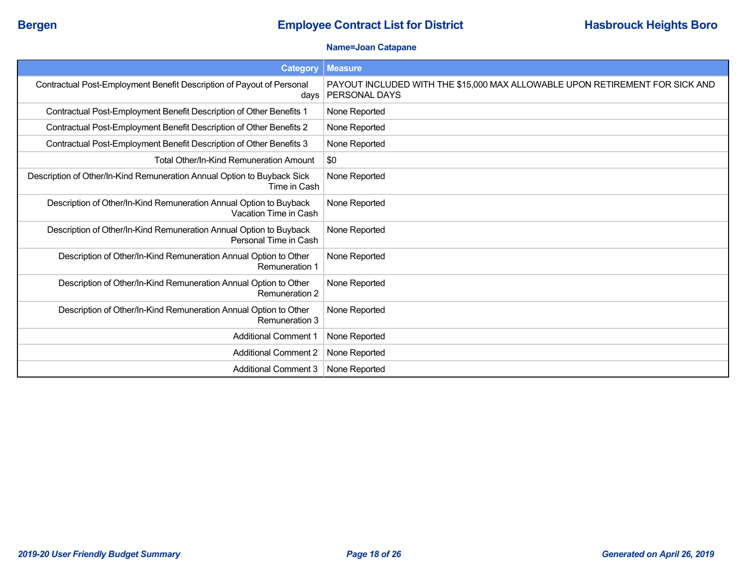Bergen | Employee Contract List for District | Hasbrouck Heights Boro

**Name=Joan Catapane**

| Category | Measure |
| --- | --- |
| Contractual Post-Employment Benefit Description of Payout of Personal days | PAYOUT INCLUDED WITH THE $15,000 MAX ALLOWABLE UPON RETIREMENT FOR SICK AND PERSONAL DAYS |
| Contractual Post-Employment Benefit Description of Other Benefits 1 | None Reported |
| Contractual Post-Employment Benefit Description of Other Benefits 2 | None Reported |
| Contractual Post-Employment Benefit Description of Other Benefits 3 | None Reported |
| Total Other/In-Kind Remuneration Amount | $0 |
| Description of Other/In-Kind Remuneration Annual Option to Buyback Sick Time in Cash | None Reported |
| Description of Other/In-Kind Remuneration Annual Option to Buyback Vacation Time in Cash | None Reported |
| Description of Other/In-Kind Remuneration Annual Option to Buyback Personal Time in Cash | None Reported |
| Description of Other/In-Kind Remuneration Annual Option to Other Remuneration 1 | None Reported |
| Description of Other/In-Kind Remuneration Annual Option to Other Remuneration 2 | None Reported |
| Description of Other/In-Kind Remuneration Annual Option to Other Remuneration 3 | None Reported |
| Additional Comment 1 | None Reported |
| Additional Comment 2 | None Reported |
| Additional Comment 3 | None Reported |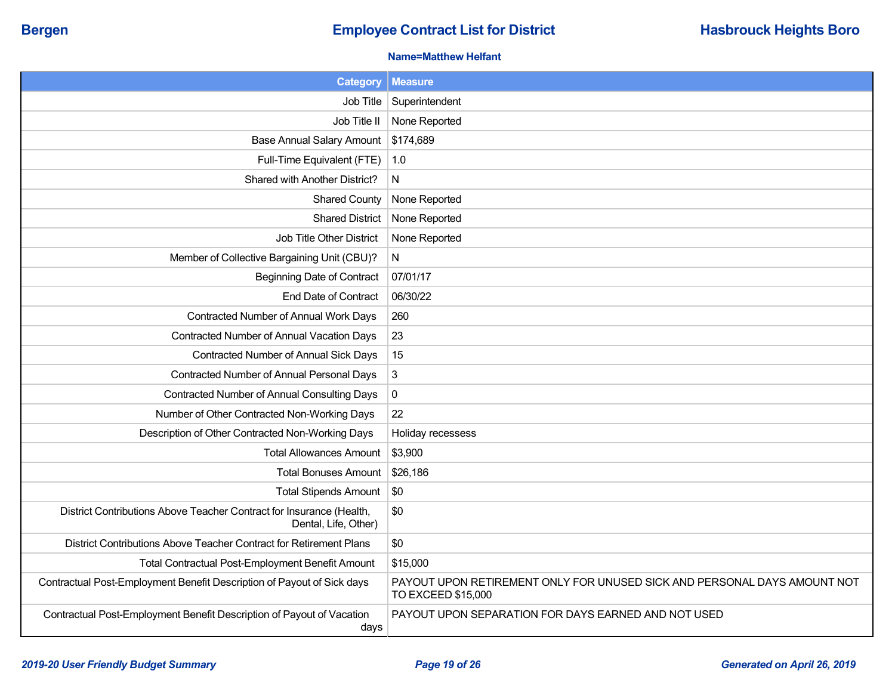**Bergen** | **Employee Contract List for District** | **Hasbrouck Heights Boro**

**Name=Matthew Helfant**

| Category | Measure |
|---|---|
| Job Title | Superintendent |
| Job Title II | None Reported |
| Base Annual Salary Amount | $174,689 |
| Full-Time Equivalent (FTE) | 1.0 |
| Shared with Another District? | N |
| Shared County | None Reported |
| Shared District | None Reported |
| Job Title Other District | None Reported |
| Member of Collective Bargaining Unit (CBU)? | N |
| Beginning Date of Contract | 07/01/17 |
| End Date of Contract | 06/30/22 |
| Contracted Number of Annual Work Days | 260 |
| Contracted Number of Annual Vacation Days | 23 |
| Contracted Number of Annual Sick Days | 15 |
| Contracted Number of Annual Personal Days | 3 |
| Contracted Number of Annual Consulting Days | 0 |
| Number of Other Contracted Non-Working Days | 22 |
| Description of Other Contracted Non-Working Days | Holiday recessess |
| Total Allowances Amount | $3,900 |
| Total Bonuses Amount | $26,186 |
| Total Stipends Amount | $0 |
| District Contributions Above Teacher Contract for Insurance (Health, Dental, Life, Other) | $0 |
| District Contributions Above Teacher Contract for Retirement Plans | $0 |
| Total Contractual Post-Employment Benefit Amount | $15,000 |
| Contractual Post-Employment Benefit Description of Payout of Sick days | PAYOUT UPON RETIREMENT ONLY FOR UNUSED SICK AND PERSONAL DAYS AMOUNT NOT TO EXCEED $15,000 |
| Contractual Post-Employment Benefit Description of Payout of Vacation days | PAYOUT UPON SEPARATION FOR DAYS EARNED AND NOT USED |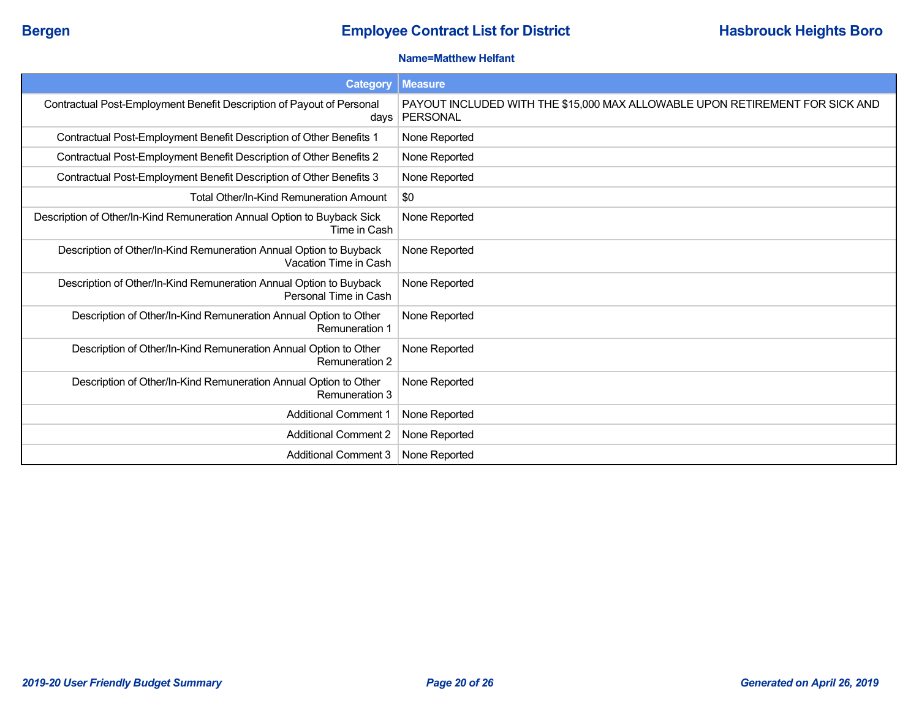**Name=Matthew Helfant**

| Category | Measure |
|---|---|
| Contractual Post-Employment Benefit Description of Payout of Personal days | PAYOUT INCLUDED WITH THE $15,000 MAX ALLOWABLE UPON RETIREMENT FOR SICK AND PERSONAL |
| Contractual Post-Employment Benefit Description of Other Benefits 1 | None Reported |
| Contractual Post-Employment Benefit Description of Other Benefits 2 | None Reported |
| Contractual Post-Employment Benefit Description of Other Benefits 3 | None Reported |
| Total Other/In-Kind Remuneration Amount | $0 |
| Description of Other/In-Kind Remuneration Annual Option to Buyback Sick Time in Cash | None Reported |
| Description of Other/In-Kind Remuneration Annual Option to Buyback Vacation Time in Cash | None Reported |
| Description of Other/In-Kind Remuneration Annual Option to Buyback Personal Time in Cash | None Reported |
| Description of Other/In-Kind Remuneration Annual Option to Other Remuneration 1 | None Reported |
| Description of Other/In-Kind Remuneration Annual Option to Other Remuneration 2 | None Reported |
| Description of Other/In-Kind Remuneration Annual Option to Other Remuneration 3 | None Reported |
| Additional Comment 1 | None Reported |
| Additional Comment 2 | None Reported |
| Additional Comment 3 | None Reported |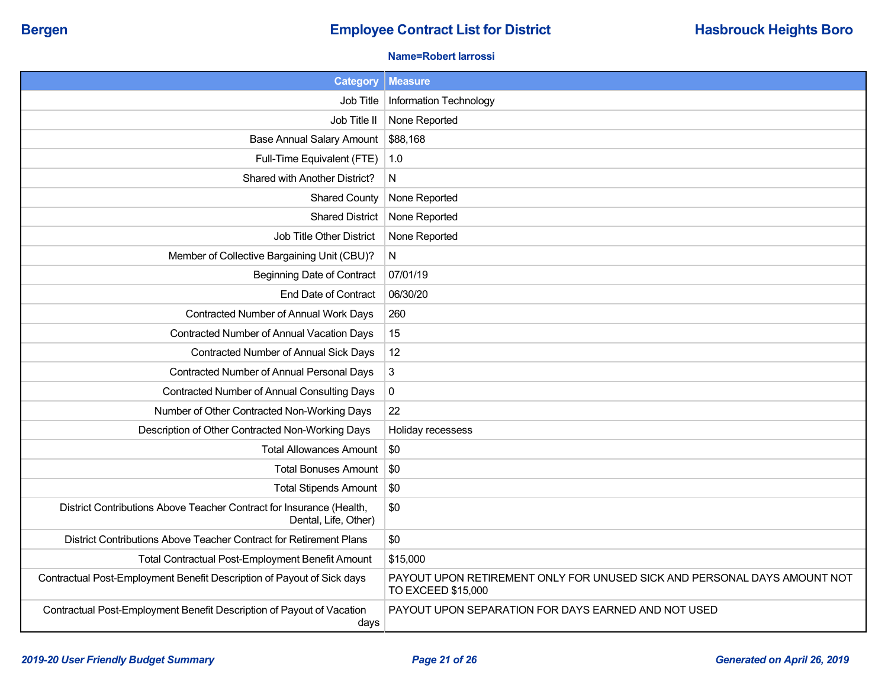**Bergen** | **Employee Contract List for District** | **Hasbrouck Heights Boro**

**Name=Robert Iarrossi**

| Category | Measure |
|---|---|
| Job Title | Information Technology |
| Job Title II | None Reported |
| Base Annual Salary Amount | $88,168 |
| Full-Time Equivalent (FTE) | 1.0 |
| Shared with Another District? | N |
| Shared County | None Reported |
| Shared District | None Reported |
| Job Title Other District | None Reported |
| Member of Collective Bargaining Unit (CBU)? | N |
| Beginning Date of Contract | 07/01/19 |
| End Date of Contract | 06/30/20 |
| Contracted Number of Annual Work Days | 260 |
| Contracted Number of Annual Vacation Days | 15 |
| Contracted Number of Annual Sick Days | 12 |
| Contracted Number of Annual Personal Days | 3 |
| Contracted Number of Annual Consulting Days | 0 |
| Number of Other Contracted Non-Working Days | 22 |
| Description of Other Contracted Non-Working Days | Holiday recessess |
| Total Allowances Amount | $0 |
| Total Bonuses Amount | $0 |
| Total Stipends Amount | $0 |
| District Contributions Above Teacher Contract for Insurance (Health, Dental, Life, Other) | $0 |
| District Contributions Above Teacher Contract for Retirement Plans | $0 |
| Total Contractual Post-Employment Benefit Amount | $15,000 |
| Contractual Post-Employment Benefit Description of Payout of Sick days | PAYOUT UPON RETIREMENT ONLY FOR UNUSED SICK AND PERSONAL DAYS AMOUNT NOT TO EXCEED $15,000 |
| Contractual Post-Employment Benefit Description of Payout of Vacation days | PAYOUT UPON SEPARATION FOR DAYS EARNED AND NOT USED |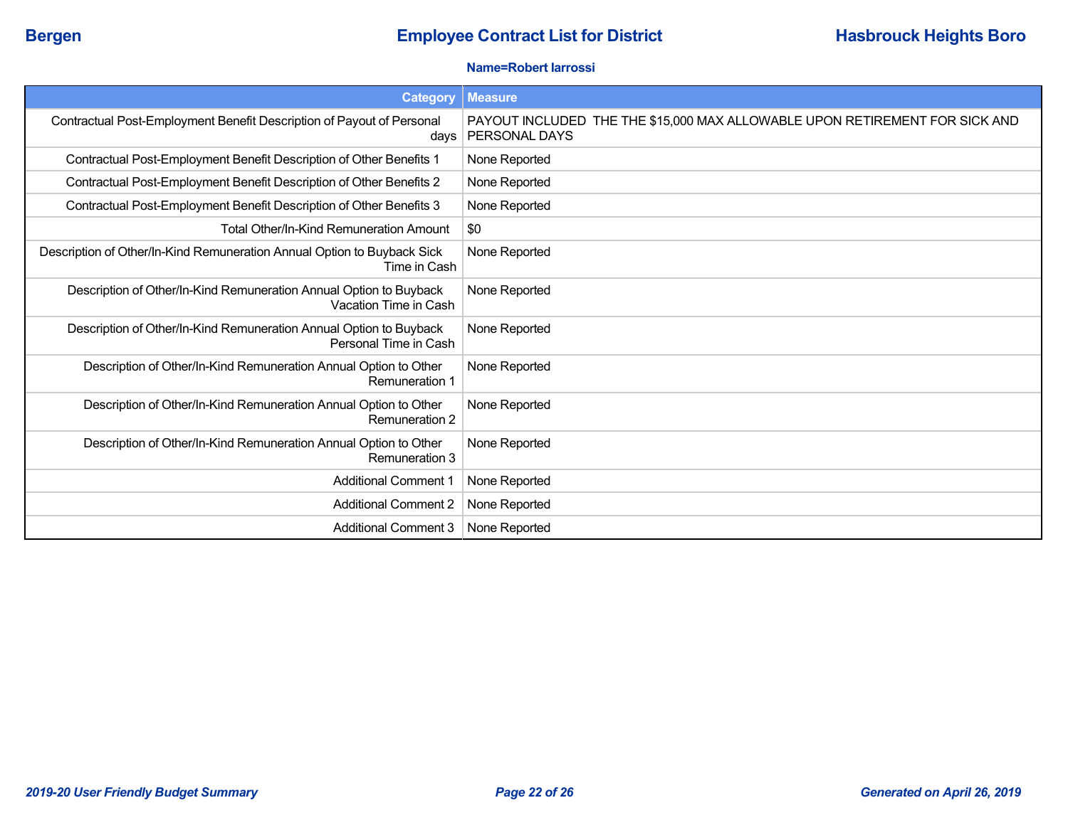**Name=Robert Iarrossi**

| Category | Measure |
|---|---|
| Contractual Post-Employment Benefit Description of Payout of Personal days | PAYOUT INCLUDED THE THE $15,000 MAX ALLOWABLE UPON RETIREMENT FOR SICK AND PERSONAL DAYS |
| Contractual Post-Employment Benefit Description of Other Benefits 1 | None Reported |
| Contractual Post-Employment Benefit Description of Other Benefits 2 | None Reported |
| Contractual Post-Employment Benefit Description of Other Benefits 3 | None Reported |
| Total Other/In-Kind Remuneration Amount | $0 |
| Description of Other/In-Kind Remuneration Annual Option to Buyback Sick Time in Cash | None Reported |
| Description of Other/In-Kind Remuneration Annual Option to Buyback Vacation Time in Cash | None Reported |
| Description of Other/In-Kind Remuneration Annual Option to Buyback Personal Time in Cash | None Reported |
| Description of Other/In-Kind Remuneration Annual Option to Other Remuneration 1 | None Reported |
| Description of Other/In-Kind Remuneration Annual Option to Other Remuneration 2 | None Reported |
| Description of Other/In-Kind Remuneration Annual Option to Other Remuneration 3 | None Reported |
| Additional Comment 1 | None Reported |
| Additional Comment 2 | None Reported |
| Additional Comment 3 | None Reported |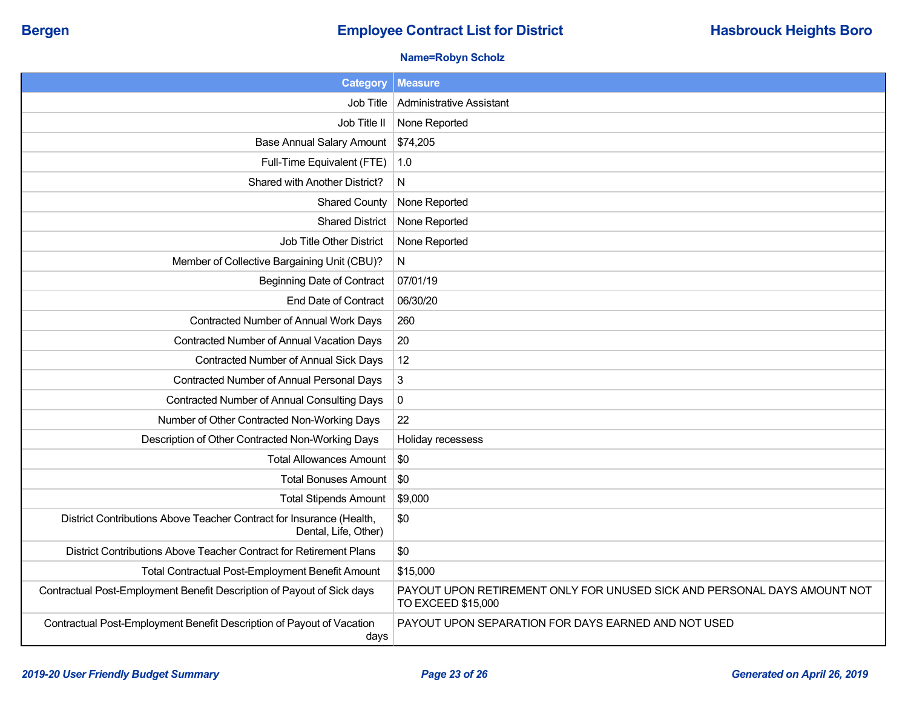**Name=Robyn Scholz**

| Category | Measure |
|---|---|
| Job Title | Administrative Assistant |
| Job Title II | None Reported |
| Base Annual Salary Amount | $74,205 |
| Full-Time Equivalent (FTE) | 1.0 |
| Shared with Another District? | N |
| Shared County | None Reported |
| Shared District | None Reported |
| Job Title Other District | None Reported |
| Member of Collective Bargaining Unit (CBU)? | N |
| Beginning Date of Contract | 07/01/19 |
| End Date of Contract | 06/30/20 |
| Contracted Number of Annual Work Days | 260 |
| Contracted Number of Annual Vacation Days | 20 |
| Contracted Number of Annual Sick Days | 12 |
| Contracted Number of Annual Personal Days | 3 |
| Contracted Number of Annual Consulting Days | 0 |
| Number of Other Contracted Non-Working Days | 22 |
| Description of Other Contracted Non-Working Days | Holiday recessess |
| Total Allowances Amount | $0 |
| Total Bonuses Amount | $0 |
| Total Stipends Amount | $9,000 |
| District Contributions Above Teacher Contract for Insurance (Health, Dental, Life, Other) | $0 |
| District Contributions Above Teacher Contract for Retirement Plans | $0 |
| Total Contractual Post-Employment Benefit Amount | $15,000 |
| Contractual Post-Employment Benefit Description of Payout of Sick days | PAYOUT UPON RETIREMENT ONLY FOR UNUSED SICK AND PERSONAL DAYS AMOUNT NOT TO EXCEED $15,000 |
| Contractual Post-Employment Benefit Description of Payout of Vacation days | PAYOUT UPON SEPARATION FOR DAYS EARNED AND NOT USED |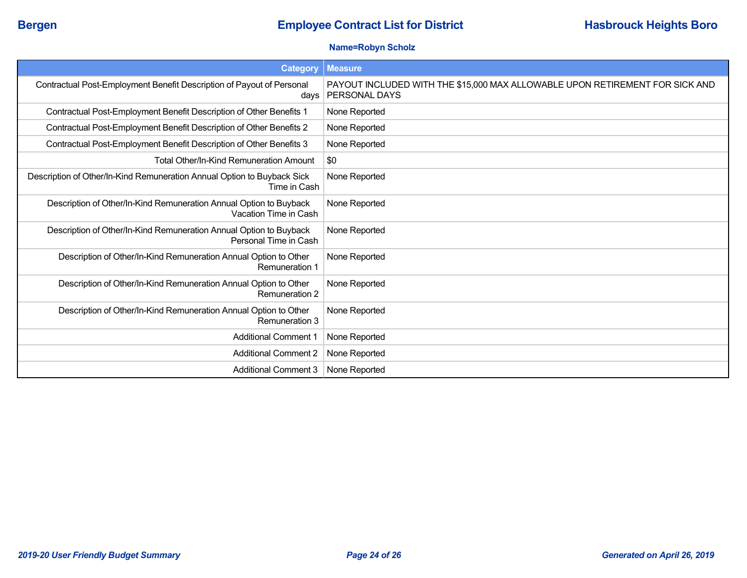**Name=Robyn Scholz**

| Category | Measure |
|---|---|
| Contractual Post-Employment Benefit Description of Payout of Personal days | PAYOUT INCLUDED WITH THE $15,000 MAX ALLOWABLE UPON RETIREMENT FOR SICK AND PERSONAL DAYS |
| Contractual Post-Employment Benefit Description of Other Benefits 1 | None Reported |
| Contractual Post-Employment Benefit Description of Other Benefits 2 | None Reported |
| Contractual Post-Employment Benefit Description of Other Benefits 3 | None Reported |
| Total Other/In-Kind Remuneration Amount | $0 |
| Description of Other/In-Kind Remuneration Annual Option to Buyback Sick Time in Cash | None Reported |
| Description of Other/In-Kind Remuneration Annual Option to Buyback Vacation Time in Cash | None Reported |
| Description of Other/In-Kind Remuneration Annual Option to Buyback Personal Time in Cash | None Reported |
| Description of Other/In-Kind Remuneration Annual Option to Other Remuneration 1 | None Reported |
| Description of Other/In-Kind Remuneration Annual Option to Other Remuneration 2 | None Reported |
| Description of Other/In-Kind Remuneration Annual Option to Other Remuneration 3 | None Reported |
| Additional Comment 1 | None Reported |
| Additional Comment 2 | None Reported |
| Additional Comment 3 | None Reported |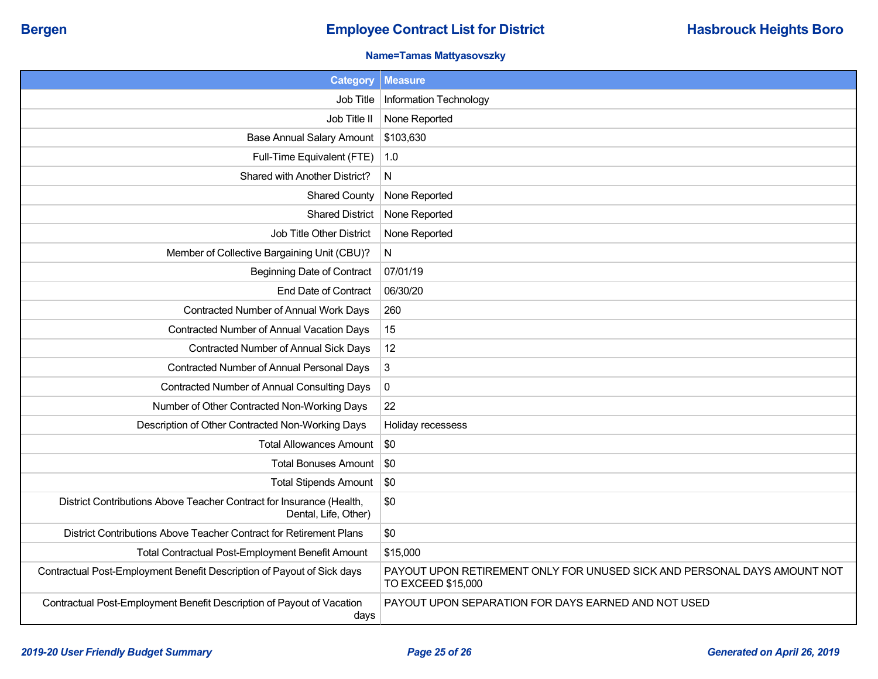# Employee Contract List for District

**Bergen** — **Hasbrouck Heights Boro**

**Name=Tamas Mattyasovszky**

| Category | Measure |
|---|---|
| Job Title | Information Technology |
| Job Title II | None Reported |
| Base Annual Salary Amount | $103,630 |
| Full-Time Equivalent (FTE) | 1.0 |
| Shared with Another District? | N |
| Shared County | None Reported |
| Shared District | None Reported |
| Job Title Other District | None Reported |
| Member of Collective Bargaining Unit (CBU)? | N |
| Beginning Date of Contract | 07/01/19 |
| End Date of Contract | 06/30/20 |
| Contracted Number of Annual Work Days | 260 |
| Contracted Number of Annual Vacation Days | 15 |
| Contracted Number of Annual Sick Days | 12 |
| Contracted Number of Annual Personal Days | 3 |
| Contracted Number of Annual Consulting Days | 0 |
| Number of Other Contracted Non-Working Days | 22 |
| Description of Other Contracted Non-Working Days | Holiday recessess |
| Total Allowances Amount | $0 |
| Total Bonuses Amount | $0 |
| Total Stipends Amount | $0 |
| District Contributions Above Teacher Contract for Insurance (Health, Dental, Life, Other) | $0 |
| District Contributions Above Teacher Contract for Retirement Plans | $0 |
| Total Contractual Post-Employment Benefit Amount | $15,000 |
| Contractual Post-Employment Benefit Description of Payout of Sick days | PAYOUT UPON RETIREMENT ONLY FOR UNUSED SICK AND PERSONAL DAYS AMOUNT NOT TO EXCEED $15,000 |
| Contractual Post-Employment Benefit Description of Payout of Vacation days | PAYOUT UPON SEPARATION FOR DAYS EARNED AND NOT USED |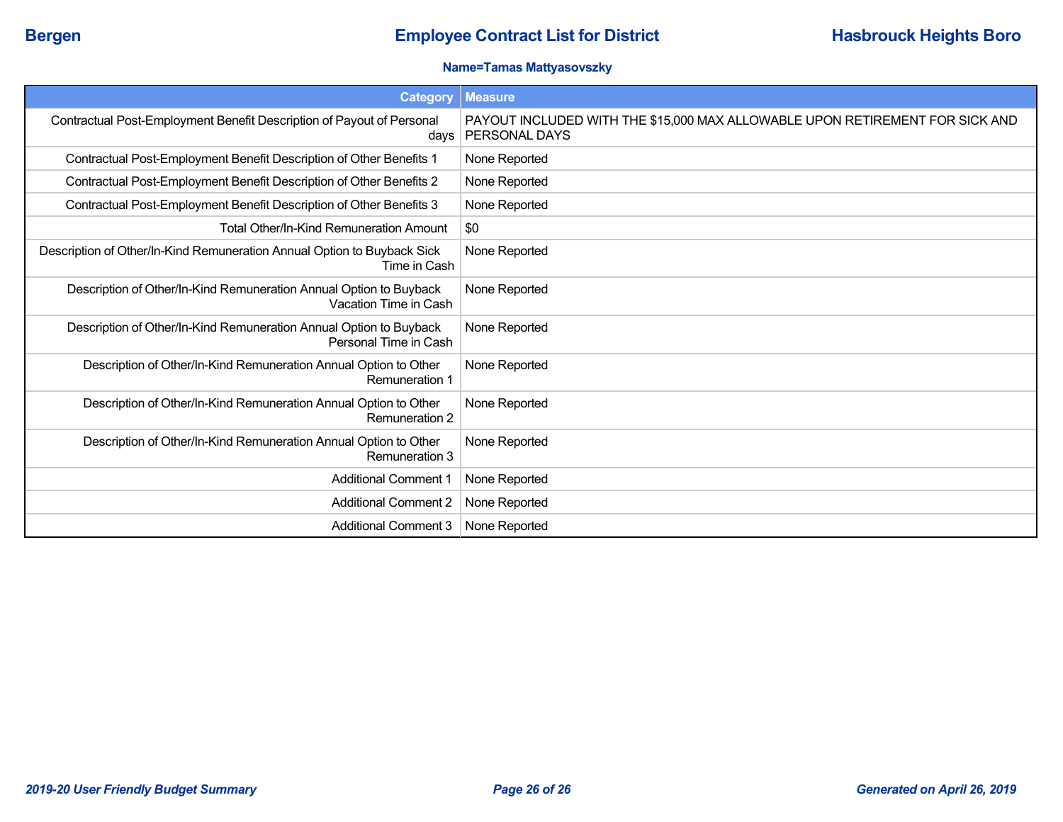**Bergen** | **Employee Contract List for District** | **Hasbrouck Heights Boro**

**Name=Tamas Mattyasovszky**

| Category | Measure |
|---|---|
| Contractual Post-Employment Benefit Description of Payout of Personal days | PAYOUT INCLUDED WITH THE $15,000 MAX ALLOWABLE UPON RETIREMENT FOR SICK AND PERSONAL DAYS |
| Contractual Post-Employment Benefit Description of Other Benefits 1 | None Reported |
| Contractual Post-Employment Benefit Description of Other Benefits 2 | None Reported |
| Contractual Post-Employment Benefit Description of Other Benefits 3 | None Reported |
| Total Other/In-Kind Remuneration Amount | $0 |
| Description of Other/In-Kind Remuneration Annual Option to Buyback Sick Time in Cash | None Reported |
| Description of Other/In-Kind Remuneration Annual Option to Buyback Vacation Time in Cash | None Reported |
| Description of Other/In-Kind Remuneration Annual Option to Buyback Personal Time in Cash | None Reported |
| Description of Other/In-Kind Remuneration Annual Option to Other Remuneration 1 | None Reported |
| Description of Other/In-Kind Remuneration Annual Option to Other Remuneration 2 | None Reported |
| Description of Other/In-Kind Remuneration Annual Option to Other Remuneration 3 | None Reported |
| Additional Comment 1 | None Reported |
| Additional Comment 2 | None Reported |
| Additional Comment 3 | None Reported |